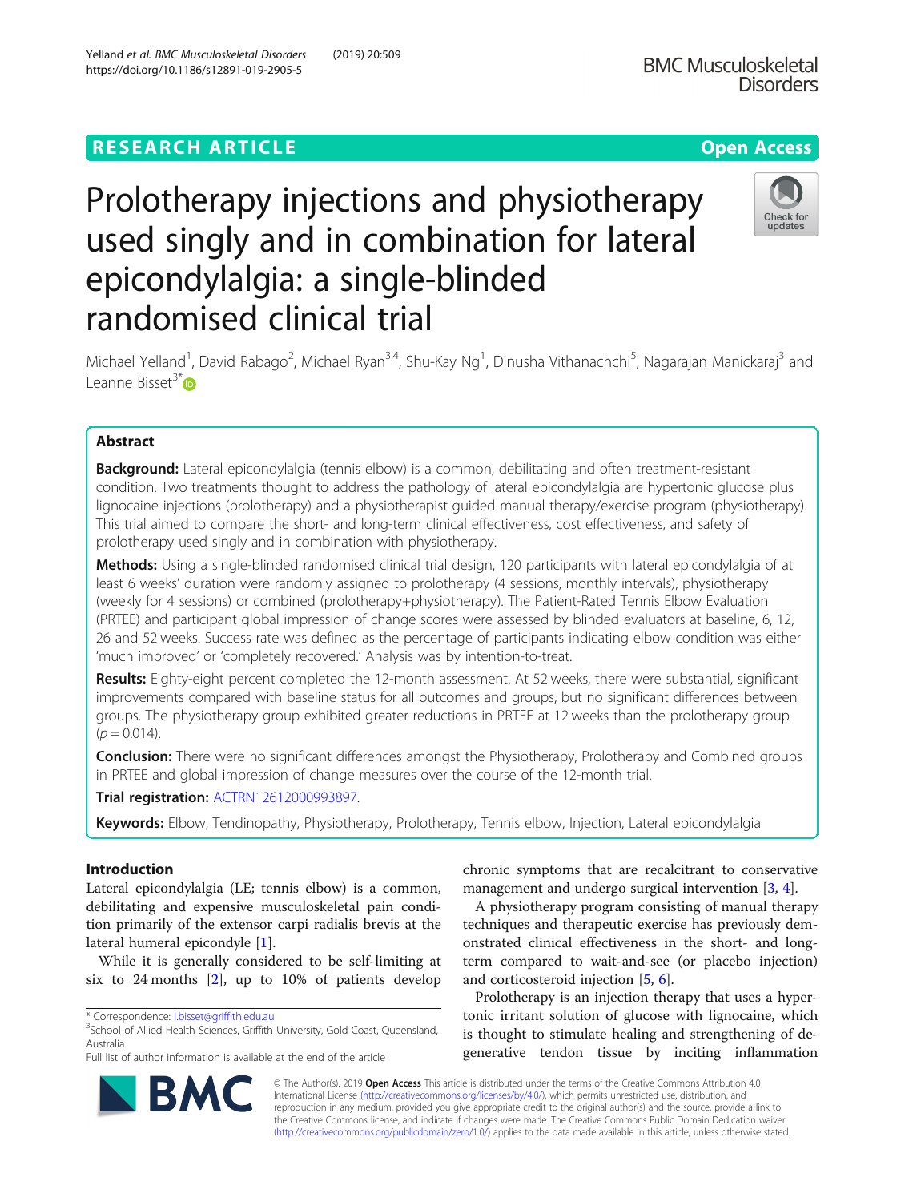RESEARCH ARTICLE

Open Access

# Prolotherapy injections and physiotherapy used singly and in combination for lateral epicondylalgia: a single-blinded randomised clinical trial

Michael Yelland[1], David Rabago[2], Michael Ryan[3,4], Shu-Kay Ng[1], Dinusha Vithanachchi[5], Nagarajan Manickaraj[3] and Leanne Bisset[3*]

## Abstract

**Background:** Lateral epicondylalgia (tennis elbow) is a common, debilitating and often treatment-resistant condition. Two treatments thought to address the pathology of lateral epicondylalgia are hypertonic glucose plus lignocaine injections (prolotherapy) and a physiotherapist guided manual therapy/exercise program (physiotherapy). This trial aimed to compare the short- and long-term clinical effectiveness, cost effectiveness, and safety of prolotherapy used singly and in combination with physiotherapy.

**Methods:** Using a single-blinded randomised clinical trial design, 120 participants with lateral epicondylalgia of at least 6 weeks' duration were randomly assigned to prolotherapy (4 sessions, monthly intervals), physiotherapy (weekly for 4 sessions) or combined (prolotherapy+physiotherapy). The Patient-Rated Tennis Elbow Evaluation (PRTEE) and participant global impression of change scores were assessed by blinded evaluators at baseline, 6, 12, 26 and 52 weeks. Success rate was defined as the percentage of participants indicating elbow condition was either 'much improved' or 'completely recovered.' Analysis was by intention-to-treat.

**Results:** Eighty-eight percent completed the 12-month assessment. At 52 weeks, there were substantial, significant improvements compared with baseline status for all outcomes and groups, but no significant differences between groups. The physiotherapy group exhibited greater reductions in PRTEE at 12 weeks than the prolotherapy group ($p = 0.014$).

**Conclusion:** There were no significant differences amongst the Physiotherapy, Prolotherapy and Combined groups in PRTEE and global impression of change measures over the course of the 12-month trial.

**Trial registration:** ACTRN12612000993897.

**Keywords:** Elbow, Tendinopathy, Physiotherapy, Prolotherapy, Tennis elbow, Injection, Lateral epicondylalgia

## Introduction

Lateral epicondylalgia (LE; tennis elbow) is a common, debilitating and expensive musculoskeletal pain condition primarily of the extensor carpi radialis brevis at the lateral humeral epicondyle [1].

While it is generally considered to be self-limiting at six to 24 months [2], up to 10% of patients develop chronic symptoms that are recalcitrant to conservative management and undergo surgical intervention [3, 4].

A physiotherapy program consisting of manual therapy techniques and therapeutic exercise has previously demonstrated clinical effectiveness in the short- and long-term compared to wait-and-see (or placebo injection) and corticosteroid injection [5, 6].

Prolotherapy is an injection therapy that uses a hypertonic irritant solution of glucose with lignocaine, which is thought to stimulate healing and strengthening of degenerative tendon tissue by inciting inflammation

* Correspondence: l.bisset@griffith.edu.au
[3]School of Allied Health Sciences, Griffith University, Gold Coast, Queensland, Australia
Full list of author information is available at the end of the article

© The Author(s). 2019 **Open Access** This article is distributed under the terms of the Creative Commons Attribution 4.0 International License (http://creativecommons.org/licenses/by/4.0/), which permits unrestricted use, distribution, and reproduction in any medium, provided you give appropriate credit to the original author(s) and the source, provide a link to the Creative Commons license, and indicate if changes were made. The Creative Commons Public Domain Dedication waiver (http://creativecommons.org/publicdomain/zero/1.0/) applies to the data made available in this article, unless otherwise stated.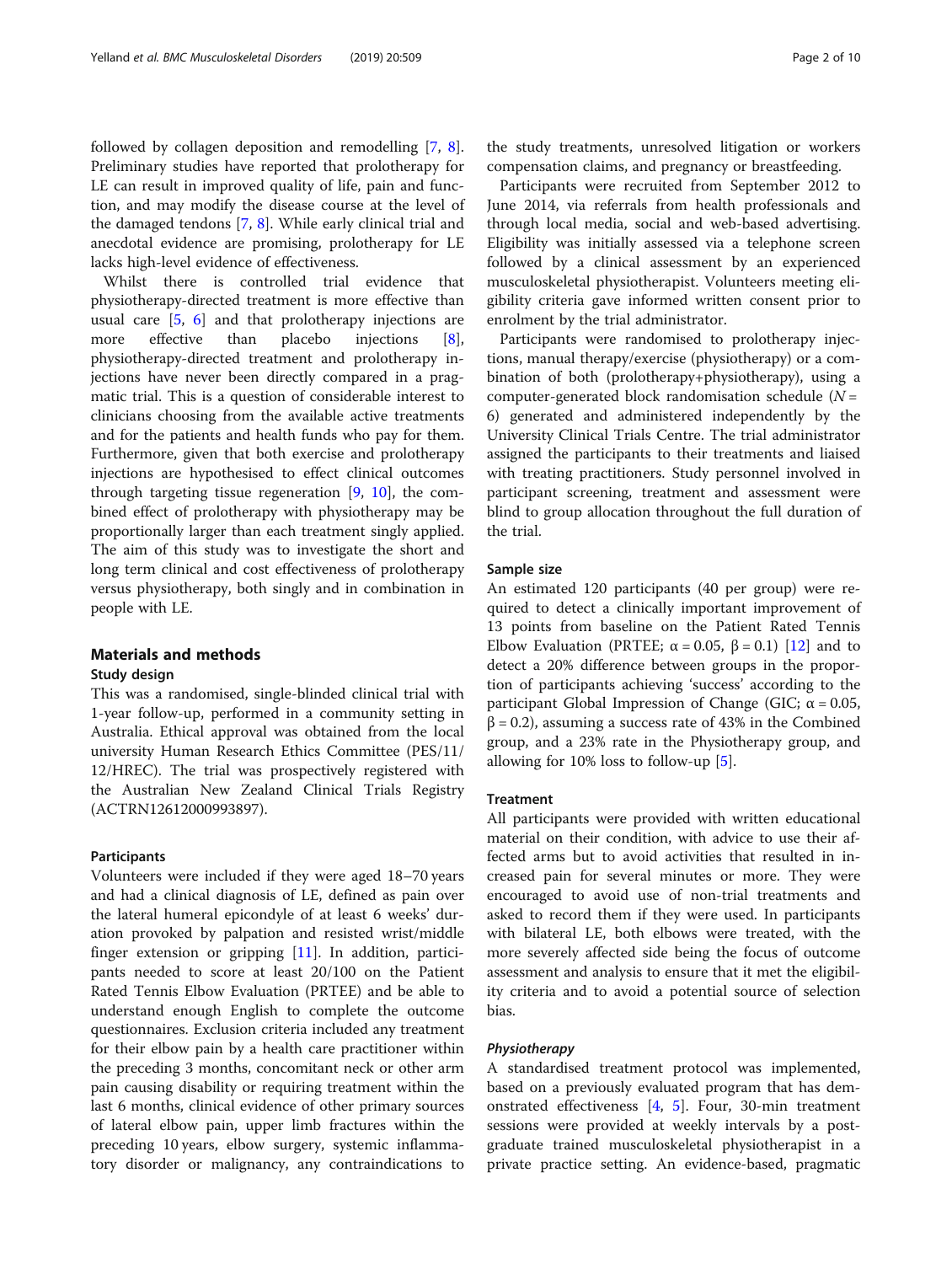followed by collagen deposition and remodelling [7, 8]. Preliminary studies have reported that prolotherapy for LE can result in improved quality of life, pain and function, and may modify the disease course at the level of the damaged tendons [7, 8]. While early clinical trial and anecdotal evidence are promising, prolotherapy for LE lacks high-level evidence of effectiveness.

Whilst there is controlled trial evidence that physiotherapy-directed treatment is more effective than usual care [5, 6] and that prolotherapy injections are more effective than placebo injections [8], physiotherapy-directed treatment and prolotherapy injections have never been directly compared in a pragmatic trial. This is a question of considerable interest to clinicians choosing from the available active treatments and for the patients and health funds who pay for them. Furthermore, given that both exercise and prolotherapy injections are hypothesised to effect clinical outcomes through targeting tissue regeneration [9, 10], the combined effect of prolotherapy with physiotherapy may be proportionally larger than each treatment singly applied. The aim of this study was to investigate the short and long term clinical and cost effectiveness of prolotherapy versus physiotherapy, both singly and in combination in people with LE.

## Materials and methods

### Study design

This was a randomised, single-blinded clinical trial with 1-year follow-up, performed in a community setting in Australia. Ethical approval was obtained from the local university Human Research Ethics Committee (PES/11/12/HREC). The trial was prospectively registered with the Australian New Zealand Clinical Trials Registry (ACTRN12612000993897).

### Participants

Volunteers were included if they were aged 18–70 years and had a clinical diagnosis of LE, defined as pain over the lateral humeral epicondyle of at least 6 weeks' duration provoked by palpation and resisted wrist/middle finger extension or gripping [11]. In addition, participants needed to score at least 20/100 on the Patient Rated Tennis Elbow Evaluation (PRTEE) and be able to understand enough English to complete the outcome questionnaires. Exclusion criteria included any treatment for their elbow pain by a health care practitioner within the preceding 3 months, concomitant neck or other arm pain causing disability or requiring treatment within the last 6 months, clinical evidence of other primary sources of lateral elbow pain, upper limb fractures within the preceding 10 years, elbow surgery, systemic inflammatory disorder or malignancy, any contraindications to the study treatments, unresolved litigation or workers compensation claims, and pregnancy or breastfeeding.

Participants were recruited from September 2012 to June 2014, via referrals from health professionals and through local media, social and web-based advertising. Eligibility was initially assessed via a telephone screen followed by a clinical assessment by an experienced musculoskeletal physiotherapist. Volunteers meeting eligibility criteria gave informed written consent prior to enrolment by the trial administrator.

Participants were randomised to prolotherapy injections, manual therapy/exercise (physiotherapy) or a combination of both (prolotherapy+physiotherapy), using a computer-generated block randomisation schedule ($N = 6$) generated and administered independently by the University Clinical Trials Centre. The trial administrator assigned the participants to their treatments and liaised with treating practitioners. Study personnel involved in participant screening, treatment and assessment were blind to group allocation throughout the full duration of the trial.

### Sample size

An estimated 120 participants (40 per group) were required to detect a clinically important improvement of 13 points from baseline on the Patient Rated Tennis Elbow Evaluation (PRTEE; $\alpha = 0.05$, $\beta = 0.1$) [12] and to detect a 20% difference between groups in the proportion of participants achieving 'success' according to the participant Global Impression of Change (GIC; $\alpha = 0.05$, $\beta = 0.2$), assuming a success rate of 43% in the Combined group, and a 23% rate in the Physiotherapy group, and allowing for 10% loss to follow-up [5].

### Treatment

All participants were provided with written educational material on their condition, with advice to use their affected arms but to avoid activities that resulted in increased pain for several minutes or more. They were encouraged to avoid use of non-trial treatments and asked to record them if they were used. In participants with bilateral LE, both elbows were treated, with the more severely affected side being the focus of outcome assessment and analysis to ensure that it met the eligibility criteria and to avoid a potential source of selection bias.

#### *Physiotherapy*

A standardised treatment protocol was implemented, based on a previously evaluated program that has demonstrated effectiveness [4, 5]. Four, 30-min treatment sessions were provided at weekly intervals by a postgraduate trained musculoskeletal physiotherapist in a private practice setting. An evidence-based, pragmatic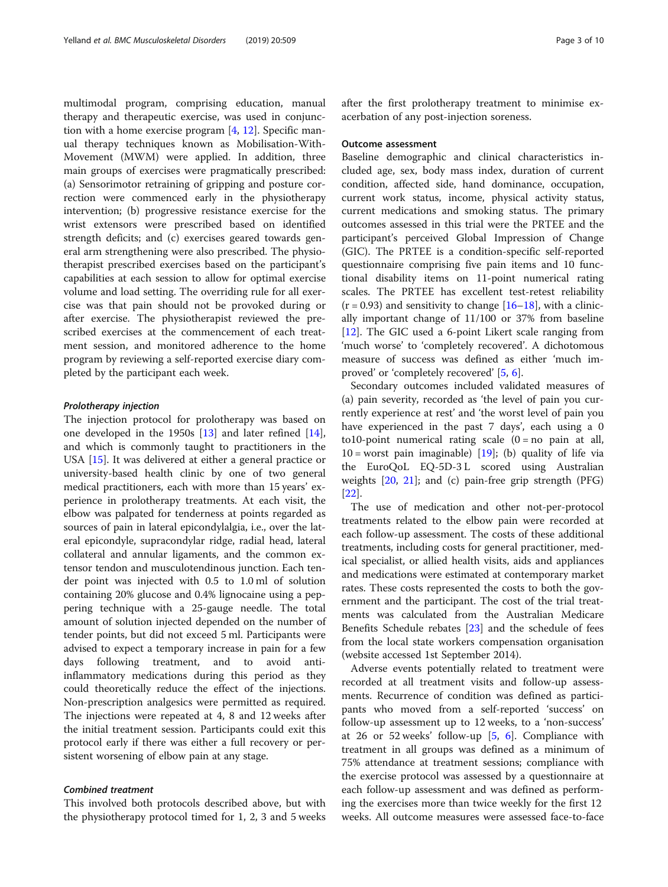multimodal program, comprising education, manual therapy and therapeutic exercise, was used in conjunction with a home exercise program [4, 12]. Specific manual therapy techniques known as Mobilisation-With-Movement (MWM) were applied. In addition, three main groups of exercises were pragmatically prescribed: (a) Sensorimotor retraining of gripping and posture correction were commenced early in the physiotherapy intervention; (b) progressive resistance exercise for the wrist extensors were prescribed based on identified strength deficits; and (c) exercises geared towards general arm strengthening were also prescribed. The physiotherapist prescribed exercises based on the participant's capabilities at each session to allow for optimal exercise volume and load setting. The overriding rule for all exercise was that pain should not be provoked during or after exercise. The physiotherapist reviewed the prescribed exercises at the commencement of each treatment session, and monitored adherence to the home program by reviewing a self-reported exercise diary completed by the participant each week.

#### *Prolotherapy injection*

The injection protocol for prolotherapy was based on one developed in the 1950s [13] and later refined [14], and which is commonly taught to practitioners in the USA [15]. It was delivered at either a general practice or university-based health clinic by one of two general medical practitioners, each with more than 15 years' experience in prolotherapy treatments. At each visit, the elbow was palpated for tenderness at points regarded as sources of pain in lateral epicondylalgia, i.e., over the lateral epicondyle, supracondylar ridge, radial head, lateral collateral and annular ligaments, and the common extensor tendon and musculotendinous junction. Each tender point was injected with 0.5 to 1.0 ml of solution containing 20% glucose and 0.4% lignocaine using a peppering technique with a 25-gauge needle. The total amount of solution injected depended on the number of tender points, but did not exceed 5 ml. Participants were advised to expect a temporary increase in pain for a few days following treatment, and to avoid anti-inflammatory medications during this period as they could theoretically reduce the effect of the injections. Non-prescription analgesics were permitted as required. The injections were repeated at 4, 8 and 12 weeks after the initial treatment session. Participants could exit this protocol early if there was either a full recovery or persistent worsening of elbow pain at any stage.

#### *Combined treatment*

This involved both protocols described above, but with the physiotherapy protocol timed for 1, 2, 3 and 5 weeks after the first prolotherapy treatment to minimise exacerbation of any post-injection soreness.

### Outcome assessment

Baseline demographic and clinical characteristics included age, sex, body mass index, duration of current condition, affected side, hand dominance, occupation, current work status, income, physical activity status, current medications and smoking status. The primary outcomes assessed in this trial were the PRTEE and the participant's perceived Global Impression of Change (GIC). The PRTEE is a condition-specific self-reported questionnaire comprising five pain items and 10 functional disability items on 11-point numerical rating scales. The PRTEE has excellent test-retest reliability ($r = 0.93$) and sensitivity to change [16–18], with a clinically important change of 11/100 or 37% from baseline [12]. The GIC used a 6-point Likert scale ranging from 'much worse' to 'completely recovered'. A dichotomous measure of success was defined as either 'much improved' or 'completely recovered' [5, 6].

Secondary outcomes included validated measures of (a) pain severity, recorded as 'the level of pain you currently experience at rest' and 'the worst level of pain you have experienced in the past 7 days', each using a 0 to10-point numerical rating scale (0 = no pain at all, 10 = worst pain imaginable) [19]; (b) quality of life via the EuroQoL EQ-5D-3 L scored using Australian weights [20, 21]; and (c) pain-free grip strength (PFG) [22].

The use of medication and other not-per-protocol treatments related to the elbow pain were recorded at each follow-up assessment. The costs of these additional treatments, including costs for general practitioner, medical specialist, or allied health visits, aids and appliances and medications were estimated at contemporary market rates. These costs represented the costs to both the government and the participant. The cost of the trial treatments was calculated from the Australian Medicare Benefits Schedule rebates [23] and the schedule of fees from the local state workers compensation organisation (website accessed 1st September 2014).

Adverse events potentially related to treatment were recorded at all treatment visits and follow-up assessments. Recurrence of condition was defined as participants who moved from a self-reported 'success' on follow-up assessment up to 12 weeks, to a 'non-success' at 26 or 52 weeks' follow-up [5, 6]. Compliance with treatment in all groups was defined as a minimum of 75% attendance at treatment sessions; compliance with the exercise protocol was assessed by a questionnaire at each follow-up assessment and was defined as performing the exercises more than twice weekly for the first 12 weeks. All outcome measures were assessed face-to-face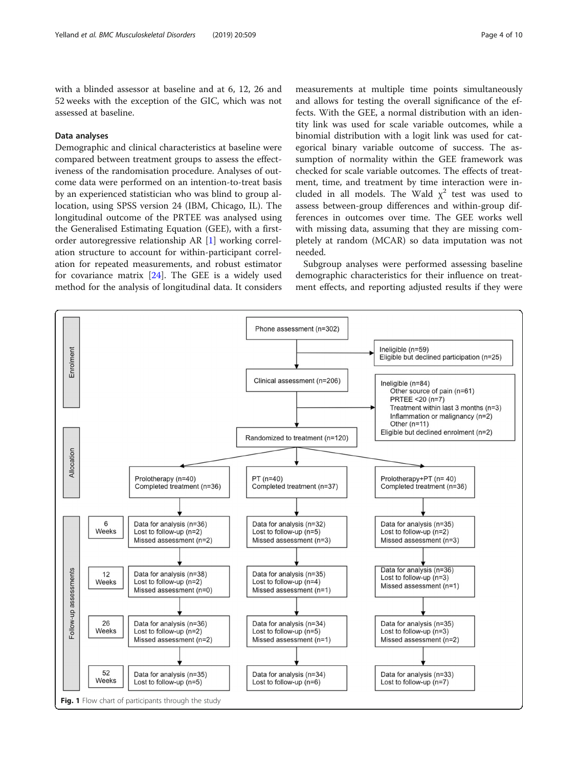with a blinded assessor at baseline and at 6, 12, 26 and 52 weeks with the exception of the GIC, which was not assessed at baseline.

## Data analyses

Demographic and clinical characteristics at baseline were compared between treatment groups to assess the effectiveness of the randomisation procedure. Analyses of outcome data were performed on an intention-to-treat basis by an experienced statistician who was blind to group allocation, using SPSS version 24 (IBM, Chicago, IL). The longitudinal outcome of the PRTEE was analysed using the Generalised Estimating Equation (GEE), with a first-order autoregressive relationship AR [1] working correlation structure to account for within-participant correlation for repeated measurements, and robust estimator for covariance matrix [24]. The GEE is a widely used method for the analysis of longitudinal data. It considers measurements at multiple time points simultaneously and allows for testing the overall significance of the effects. With the GEE, a normal distribution with an identity link was used for scale variable outcomes, while a binomial distribution with a logit link was used for categorical binary variable outcome of success. The assumption of normality within the GEE framework was checked for scale variable outcomes. The effects of treatment, time, and treatment by time interaction were included in all models. The Wald $\chi^2$ test was used to assess between-group differences and within-group differences in outcomes over time. The GEE works well with missing data, assuming that they are missing completely at random (MCAR) so data imputation was not needed.

Subgroup analyses were performed assessing baseline demographic characteristics for their influence on treatment effects, and reporting adjusted results if they were

**Enrolment**

- Phone assessment (n=302)
  - Ineligible (n=59); Eligible but declined participation (n=25)
- Clinical assessment (n=206)
  - Ineligible (n=84): Other source of pain (n=61); PRTEE <20 (n=7); Treatment within last 3 months (n=3); Inflammation or malignancy (n=2); Other (n=11)
  - Eligible but declined enrolment (n=2)

**Allocation**

- Randomized to treatment (n=120)

| | Prolotherapy | PT | Prolotherapy+PT |
| --- | --- | --- | --- |
| Allocated | Prolotherapy (n=40); Completed treatment (n=36) | PT (n=40); Completed treatment (n=37) | Prolotherapy+PT (n= 40); Completed treatment (n=36) |

**Follow-up assessments**

| | Prolotherapy | PT | Prolotherapy+PT |
| --- | --- | --- | --- |
| 6 Weeks | Data for analysis (n=36); Lost to follow-up (n=2); Missed assessment (n=2) | Data for analysis (n=32); Lost to follow-up (n=5); Missed assessment (n=3) | Data for analysis (n=35); Lost to follow-up (n=2); Missed assessment (n=3) |
| 12 Weeks | Data for analysis (n=38); Lost to follow-up (n=2); Missed assessment (n=0) | Data for analysis (n=35); Lost to follow-up (n=4); Missed assessment (n=1) | Data for analysis (n=36); Lost to follow-up (n=3); Missed assessment (n=1) |
| 26 Weeks | Data for analysis (n=36); Lost to follow-up (n=2); Missed assessment (n=2) | Data for analysis (n=34); Lost to follow-up (n=5); Missed assessment (n=1) | Data for analysis (n=35); Lost to follow-up (n=3); Missed assessment (n=2) |
| 52 Weeks | Data for analysis (n=35); Lost to follow-up (n=5) | Data for analysis (n=34); Lost to follow-up (n=6) | Data for analysis (n=33); Lost to follow-up (n=7) |

**Fig. 1** Flow chart of participants through the study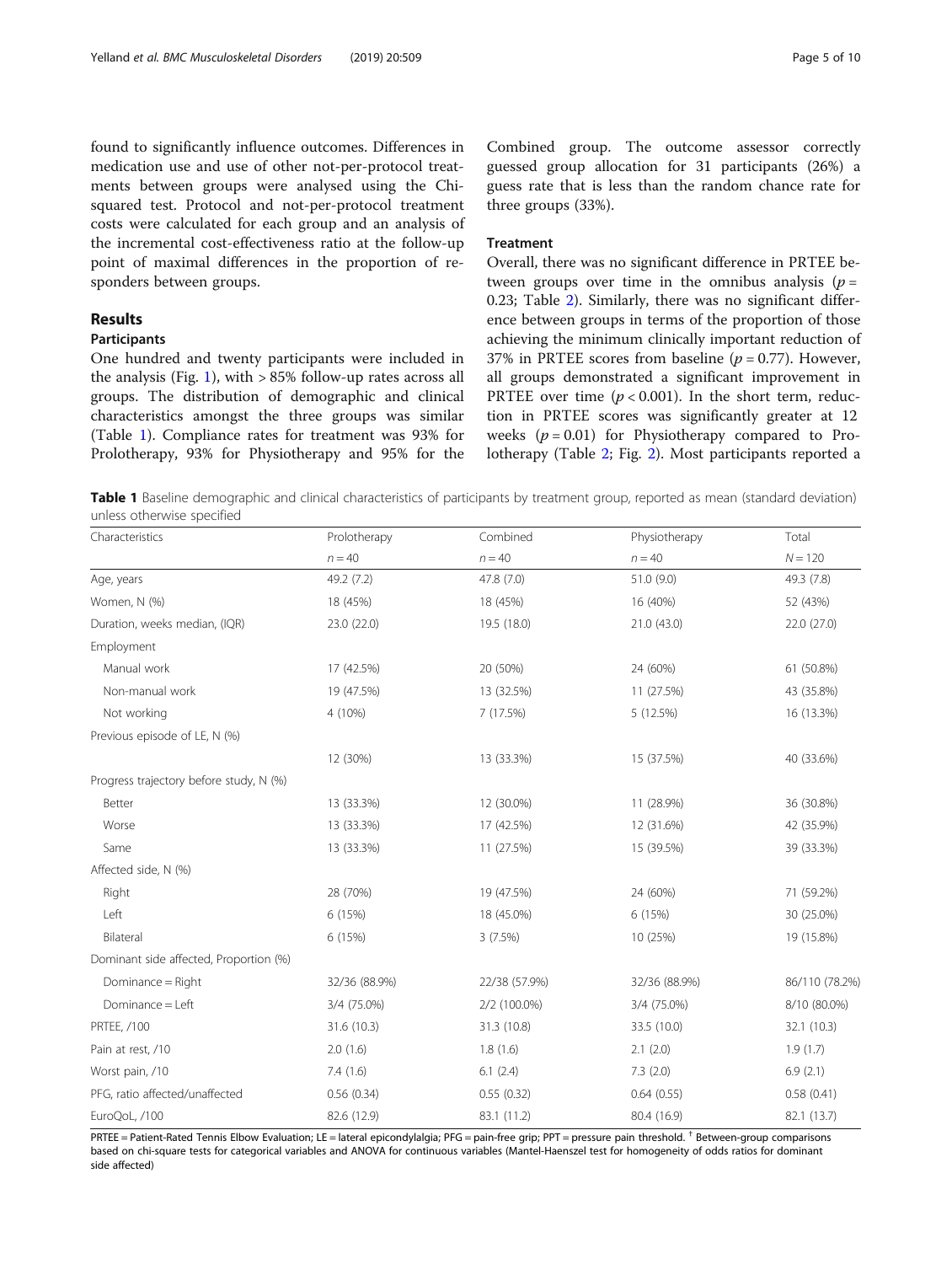found to significantly influence outcomes. Differences in medication use and use of other not-per-protocol treatments between groups were analysed using the Chi-squared test. Protocol and not-per-protocol treatment costs were calculated for each group and an analysis of the incremental cost-effectiveness ratio at the follow-up point of maximal differences in the proportion of responders between groups.

## Results

### Participants

One hundred and twenty participants were included in the analysis (Fig. 1), with > 85% follow-up rates across all groups. The distribution of demographic and clinical characteristics amongst the three groups was similar (Table 1). Compliance rates for treatment was 93% for Prolotherapy, 93% for Physiotherapy and 95% for the Combined group. The outcome assessor correctly guessed group allocation for 31 participants (26%) a guess rate that is less than the random chance rate for three groups (33%).

### Treatment

Overall, there was no significant difference in PRTEE between groups over time in the omnibus analysis ($p = 0.23$; Table 2). Similarly, there was no significant difference between groups in terms of the proportion of those achieving the minimum clinically important reduction of 37% in PRTEE scores from baseline ($p = 0.77$). However, all groups demonstrated a significant improvement in PRTEE over time ($p < 0.001$). In the short term, reduction in PRTEE scores was significantly greater at 12 weeks ($p = 0.01$) for Physiotherapy compared to Prolotherapy (Table 2; Fig. 2). Most participants reported a

**Table 1** Baseline demographic and clinical characteristics of participants by treatment group, reported as mean (standard deviation) unless otherwise specified

| Characteristics | Prolotherapy | Combined | Physiotherapy | Total |
|---|---|---|---|---|
| | $n = 40$ | $n = 40$ | $n = 40$ | $N = 120$ |
| Age, years | 49.2 (7.2) | 47.8 (7.0) | 51.0 (9.0) | 49.3 (7.8) |
| Women, N (%) | 18 (45%) | 18 (45%) | 16 (40%) | 52 (43%) |
| Duration, weeks median, (IQR) | 23.0 (22.0) | 19.5 (18.0) | 21.0 (43.0) | 22.0 (27.0) |
| Employment | | | | |
| Manual work | 17 (42.5%) | 20 (50%) | 24 (60%) | 61 (50.8%) |
| Non-manual work | 19 (47.5%) | 13 (32.5%) | 11 (27.5%) | 43 (35.8%) |
| Not working | 4 (10%) | 7 (17.5%) | 5 (12.5%) | 16 (13.3%) |
| Previous episode of LE, N (%) | | | | |
| | 12 (30%) | 13 (33.3%) | 15 (37.5%) | 40 (33.6%) |
| Progress trajectory before study, N (%) | | | | |
| Better | 13 (33.3%) | 12 (30.0%) | 11 (28.9%) | 36 (30.8%) |
| Worse | 13 (33.3%) | 17 (42.5%) | 12 (31.6%) | 42 (35.9%) |
| Same | 13 (33.3%) | 11 (27.5%) | 15 (39.5%) | 39 (33.3%) |
| Affected side, N (%) | | | | |
| Right | 28 (70%) | 19 (47.5%) | 24 (60%) | 71 (59.2%) |
| Left | 6 (15%) | 18 (45.0%) | 6 (15%) | 30 (25.0%) |
| Bilateral | 6 (15%) | 3 (7.5%) | 10 (25%) | 19 (15.8%) |
| Dominant side affected, Proportion (%) | | | | |
| Dominance = Right | 32/36 (88.9%) | 22/38 (57.9%) | 32/36 (88.9%) | 86/110 (78.2%) |
| Dominance = Left | 3/4 (75.0%) | 2/2 (100.0%) | 3/4 (75.0%) | 8/10 (80.0%) |
| PRTEE, /100 | 31.6 (10.3) | 31.3 (10.8) | 33.5 (10.0) | 32.1 (10.3) |
| Pain at rest, /10 | 2.0 (1.6) | 1.8 (1.6) | 2.1 (2.0) | 1.9 (1.7) |
| Worst pain, /10 | 7.4 (1.6) | 6.1 (2.4) | 7.3 (2.0) | 6.9 (2.1) |
| PFG, ratio affected/unaffected | 0.56 (0.34) | 0.55 (0.32) | 0.64 (0.55) | 0.58 (0.41) |
| EuroQoL, /100 | 82.6 (12.9) | 83.1 (11.2) | 80.4 (16.9) | 82.1 (13.7) |

PRTEE = Patient-Rated Tennis Elbow Evaluation; LE = lateral epicondylalgia; PFG = pain-free grip; PPT = pressure pain threshold. † Between-group comparisons based on chi-square tests for categorical variables and ANOVA for continuous variables (Mantel-Haenszel test for homogeneity of odds ratios for dominant side affected)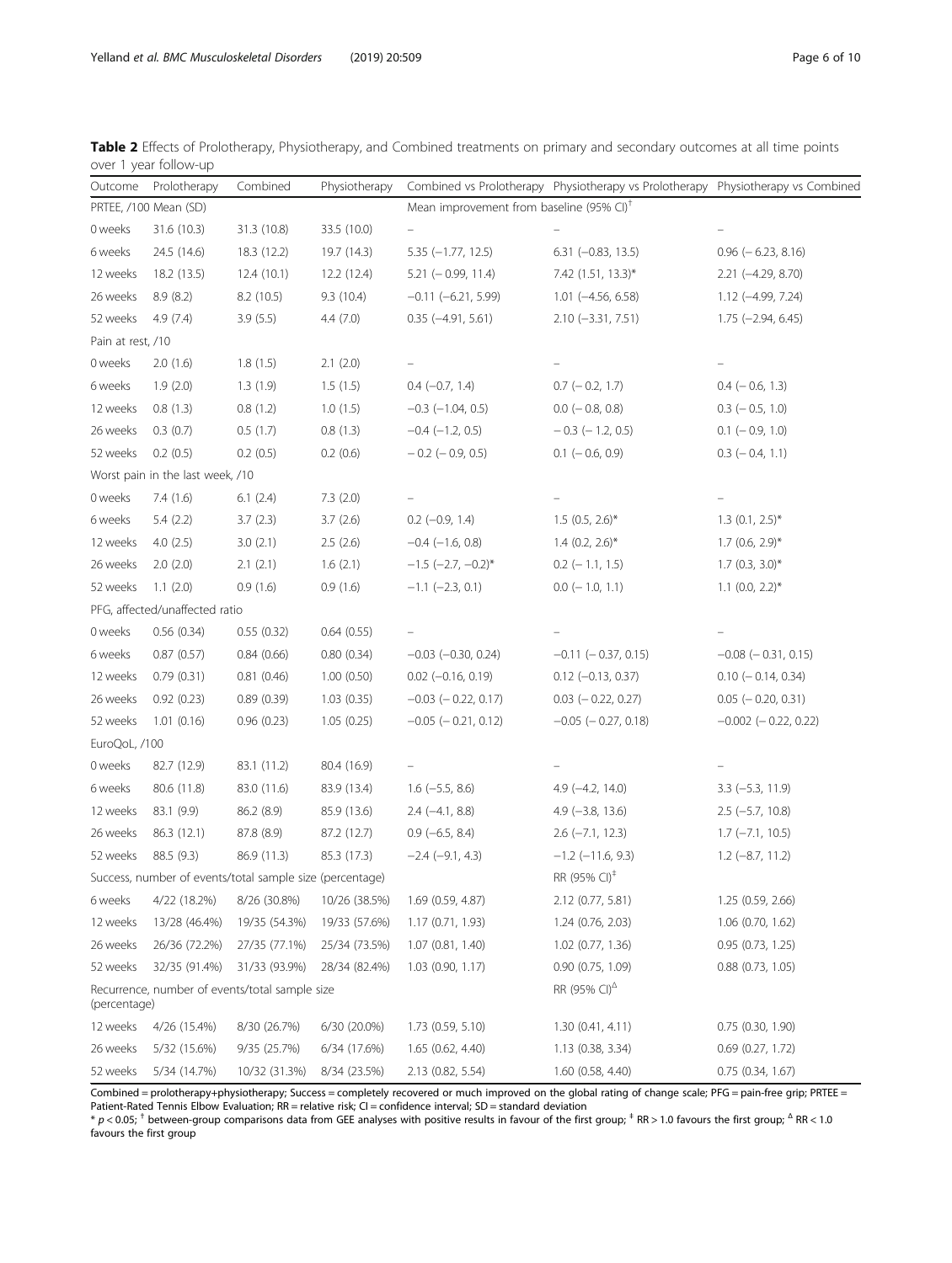**Table 2** Effects of Prolotherapy, Physiotherapy, and Combined treatments on primary and secondary outcomes at all time points over 1 year follow-up

| Outcome | Prolotherapy | Combined | Physiotherapy | Combined vs Prolotherapy | Physiotherapy vs Prolotherapy | Physiotherapy vs Combined |
|---|---|---|---|---|---|---|
| PRTEE, /100 Mean (SD) | | | | Mean improvement from baseline (95% CI)[†] | | |
| 0 weeks | 31.6 (10.3) | 31.3 (10.8) | 33.5 (10.0) | – | – | – |
| 6 weeks | 24.5 (14.6) | 18.3 (12.2) | 19.7 (14.3) | 5.35 (−1.77, 12.5) | 6.31 (−0.83, 13.5) | 0.96 (− 6.23, 8.16) |
| 12 weeks | 18.2 (13.5) | 12.4 (10.1) | 12.2 (12.4) | 5.21 (− 0.99, 11.4) | 7.42 (1.51, 13.3)* | 2.21 (−4.29, 8.70) |
| 26 weeks | 8.9 (8.2) | 8.2 (10.5) | 9.3 (10.4) | −0.11 (−6.21, 5.99) | 1.01 (−4.56, 6.58) | 1.12 (−4.99, 7.24) |
| 52 weeks | 4.9 (7.4) | 3.9 (5.5) | 4.4 (7.0) | 0.35 (−4.91, 5.61) | 2.10 (−3.31, 7.51) | 1.75 (−2.94, 6.45) |
| Pain at rest, /10 | | | | | | |
| 0 weeks | 2.0 (1.6) | 1.8 (1.5) | 2.1 (2.0) | – | – | – |
| 6 weeks | 1.9 (2.0) | 1.3 (1.9) | 1.5 (1.5) | 0.4 (−0.7, 1.4) | 0.7 (− 0.2, 1.7) | 0.4 (− 0.6, 1.3) |
| 12 weeks | 0.8 (1.3) | 0.8 (1.2) | 1.0 (1.5) | −0.3 (−1.04, 0.5) | 0.0 (− 0.8, 0.8) | 0.3 (− 0.5, 1.0) |
| 26 weeks | 0.3 (0.7) | 0.5 (1.7) | 0.8 (1.3) | −0.4 (−1.2, 0.5) | − 0.3 (− 1.2, 0.5) | 0.1 (− 0.9, 1.0) |
| 52 weeks | 0.2 (0.5) | 0.2 (0.5) | 0.2 (0.6) | − 0.2 (− 0.9, 0.5) | 0.1 (− 0.6, 0.9) | 0.3 (− 0.4, 1.1) |
| Worst pain in the last week, /10 | | | | | | |
| 0 weeks | 7.4 (1.6) | 6.1 (2.4) | 7.3 (2.0) | – | – | – |
| 6 weeks | 5.4 (2.2) | 3.7 (2.3) | 3.7 (2.6) | 0.2 (−0.9, 1.4) | 1.5 (0.5, 2.6)* | 1.3 (0.1, 2.5)* |
| 12 weeks | 4.0 (2.5) | 3.0 (2.1) | 2.5 (2.6) | −0.4 (−1.6, 0.8) | 1.4 (0.2, 2.6)* | 1.7 (0.6, 2.9)* |
| 26 weeks | 2.0 (2.0) | 2.1 (2.1) | 1.6 (2.1) | −1.5 (−2.7, −0.2)* | 0.2 (− 1.1, 1.5) | 1.7 (0.3, 3.0)* |
| 52 weeks | 1.1 (2.0) | 0.9 (1.6) | 0.9 (1.6) | −1.1 (−2.3, 0.1) | 0.0 (− 1.0, 1.1) | 1.1 (0.0, 2.2)* |
| PFG, affected/unaffected ratio | | | | | | |
| 0 weeks | 0.56 (0.34) | 0.55 (0.32) | 0.64 (0.55) | – | – | – |
| 6 weeks | 0.87 (0.57) | 0.84 (0.66) | 0.80 (0.34) | −0.03 (−0.30, 0.24) | −0.11 (− 0.37, 0.15) | −0.08 (− 0.31, 0.15) |
| 12 weeks | 0.79 (0.31) | 0.81 (0.46) | 1.00 (0.50) | 0.02 (−0.16, 0.19) | 0.12 (−0.13, 0.37) | 0.10 (− 0.14, 0.34) |
| 26 weeks | 0.92 (0.23) | 0.89 (0.39) | 1.03 (0.35) | −0.03 (− 0.22, 0.17) | 0.03 (− 0.22, 0.27) | 0.05 (− 0.20, 0.31) |
| 52 weeks | 1.01 (0.16) | 0.96 (0.23) | 1.05 (0.25) | −0.05 (− 0.21, 0.12) | −0.05 (− 0.27, 0.18) | −0.002 (− 0.22, 0.22) |
| EuroQoL, /100 | | | | | | |
| 0 weeks | 82.7 (12.9) | 83.1 (11.2) | 80.4 (16.9) | – | – | – |
| 6 weeks | 80.6 (11.8) | 83.0 (11.6) | 83.9 (13.4) | 1.6 (−5.5, 8.6) | 4.9 (−4.2, 14.0) | 3.3 (−5.3, 11.9) |
| 12 weeks | 83.1 (9.9) | 86.2 (8.9) | 85.9 (13.6) | 2.4 (−4.1, 8.8) | 4.9 (−3.8, 13.6) | 2.5 (−5.7, 10.8) |
| 26 weeks | 86.3 (12.1) | 87.8 (8.9) | 87.2 (12.7) | 0.9 (−6.5, 8.4) | 2.6 (−7.1, 12.3) | 1.7 (−7.1, 10.5) |
| 52 weeks | 88.5 (9.3) | 86.9 (11.3) | 85.3 (17.3) | −2.4 (−9.1, 4.3) | −1.2 (−11.6, 9.3) | 1.2 (−8.7, 11.2) |
| Success, number of events/total sample size (percentage) | | | | | RR (95% CI)[‡] | |
| 6 weeks | 4/22 (18.2%) | 8/26 (30.8%) | 10/26 (38.5%) | 1.69 (0.59, 4.87) | 2.12 (0.77, 5.81) | 1.25 (0.59, 2.66) |
| 12 weeks | 13/28 (46.4%) | 19/35 (54.3%) | 19/33 (57.6%) | 1.17 (0.71, 1.93) | 1.24 (0.76, 2.03) | 1.06 (0.70, 1.62) |
| 26 weeks | 26/36 (72.2%) | 27/35 (77.1%) | 25/34 (73.5%) | 1.07 (0.81, 1.40) | 1.02 (0.77, 1.36) | 0.95 (0.73, 1.25) |
| 52 weeks | 32/35 (91.4%) | 31/33 (93.9%) | 28/34 (82.4%) | 1.03 (0.90, 1.17) | 0.90 (0.75, 1.09) | 0.88 (0.73, 1.05) |
| Recurrence, number of events/total sample size (percentage) | | | | | RR (95% CI)[Δ] | |
| 12 weeks | 4/26 (15.4%) | 8/30 (26.7%) | 6/30 (20.0%) | 1.73 (0.59, 5.10) | 1.30 (0.41, 4.11) | 0.75 (0.30, 1.90) |
| 26 weeks | 5/32 (15.6%) | 9/35 (25.7%) | 6/34 (17.6%) | 1.65 (0.62, 4.40) | 1.13 (0.38, 3.34) | 0.69 (0.27, 1.72) |
| 52 weeks | 5/34 (14.7%) | 10/32 (31.3%) | 8/34 (23.5%) | 2.13 (0.82, 5.54) | 1.60 (0.58, 4.40) | 0.75 (0.34, 1.67) |

Combined = prolotherapy+physiotherapy; Success = completely recovered or much improved on the global rating of change scale; PFG = pain-free grip; PRTEE = Patient-Rated Tennis Elbow Evaluation; RR = relative risk; CI = confidence interval; SD = standard deviation

* $p < 0.05$; [†] between-group comparisons data from GEE analyses with positive results in favour of the first group; [‡] RR > 1.0 favours the first group; [Δ] RR < 1.0 favours the first group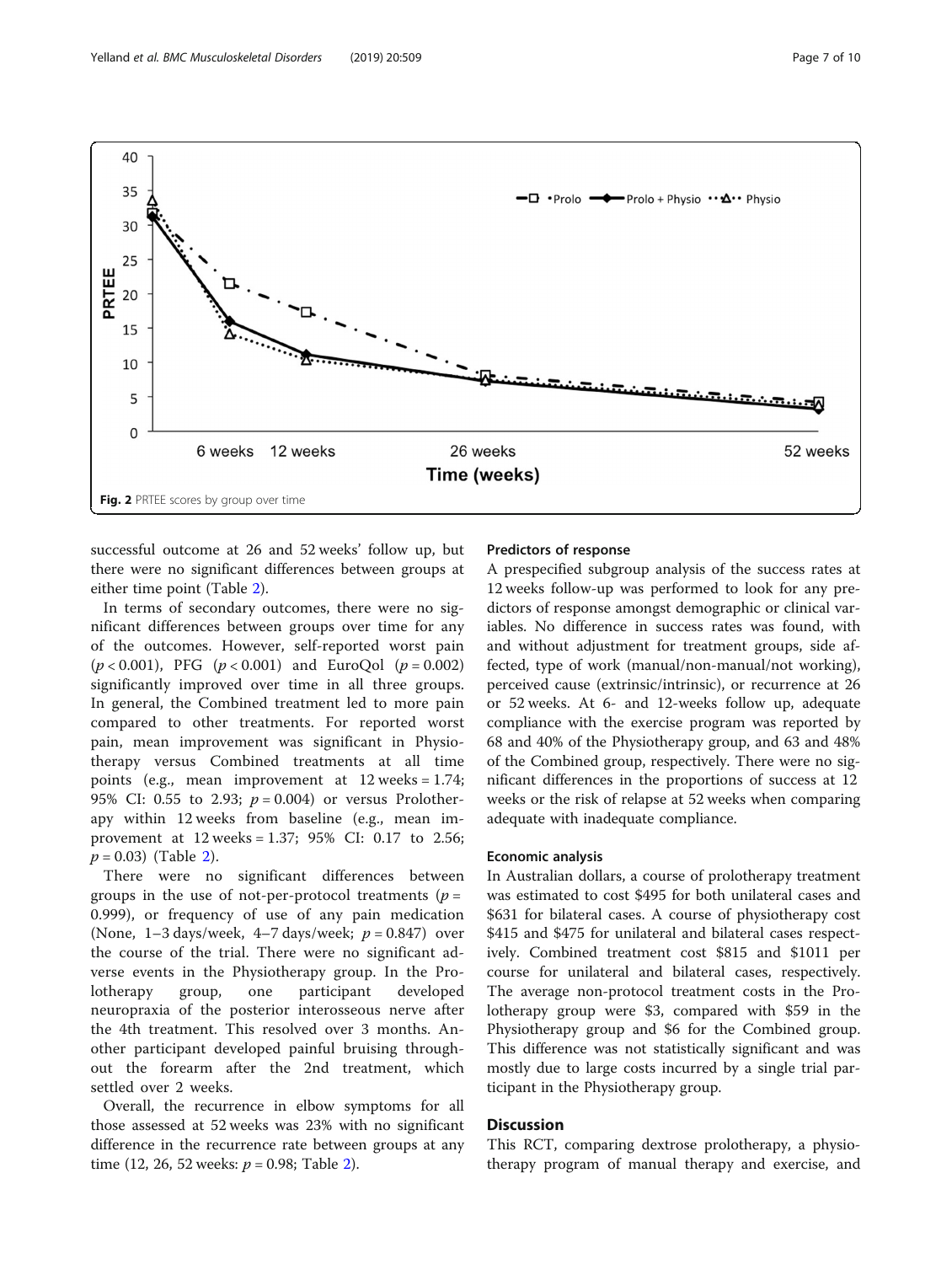Fig. 2 PRTEE scores by group over time

successful outcome at 26 and 52 weeks' follow up, but there were no significant differences between groups at either time point (Table 2).

In terms of secondary outcomes, there were no significant differences between groups over time for any of the outcomes. However, self-reported worst pain ($p < 0.001$), PFG ($p < 0.001$) and EuroQol ($p = 0.002$) significantly improved over time in all three groups. In general, the Combined treatment led to more pain compared to other treatments. For reported worst pain, mean improvement was significant in Physiotherapy versus Combined treatments at all time points (e.g., mean improvement at 12 weeks = 1.74; 95% CI: 0.55 to 2.93; $p = 0.004$) or versus Prolotherapy within 12 weeks from baseline (e.g., mean improvement at 12 weeks = 1.37; 95% CI: 0.17 to 2.56; $p = 0.03$) (Table 2).

There were no significant differences between groups in the use of not-per-protocol treatments ($p = 0.999$), or frequency of use of any pain medication (None, 1–3 days/week, 4–7 days/week; $p = 0.847$) over the course of the trial. There were no significant adverse events in the Physiotherapy group. In the Prolotherapy group, one participant developed neuropraxia of the posterior interosseous nerve after the 4th treatment. This resolved over 3 months. Another participant developed painful bruising throughout the forearm after the 2nd treatment, which settled over 2 weeks.

Overall, the recurrence in elbow symptoms for all those assessed at 52 weeks was 23% with no significant difference in the recurrence rate between groups at any time (12, 26, 52 weeks: $p = 0.98$; Table 2).

### Predictors of response

A prespecified subgroup analysis of the success rates at 12 weeks follow-up was performed to look for any predictors of response amongst demographic or clinical variables. No difference in success rates was found, with and without adjustment for treatment groups, side affected, type of work (manual/non-manual/not working), perceived cause (extrinsic/intrinsic), or recurrence at 26 or 52 weeks. At 6- and 12-weeks follow up, adequate compliance with the exercise program was reported by 68 and 40% of the Physiotherapy group, and 63 and 48% of the Combined group, respectively. There were no significant differences in the proportions of success at 12 weeks or the risk of relapse at 52 weeks when comparing adequate with inadequate compliance.

### Economic analysis

In Australian dollars, a course of prolotherapy treatment was estimated to cost $495 for both unilateral cases and $631 for bilateral cases. A course of physiotherapy cost $415 and $475 for unilateral and bilateral cases respectively. Combined treatment cost $815 and $1011 per course for unilateral and bilateral cases, respectively. The average non-protocol treatment costs in the Prolotherapy group were $3, compared with $59 in the Physiotherapy group and $6 for the Combined group. This difference was not statistically significant and was mostly due to large costs incurred by a single trial participant in the Physiotherapy group.

## Discussion

This RCT, comparing dextrose prolotherapy, a physiotherapy program of manual therapy and exercise, and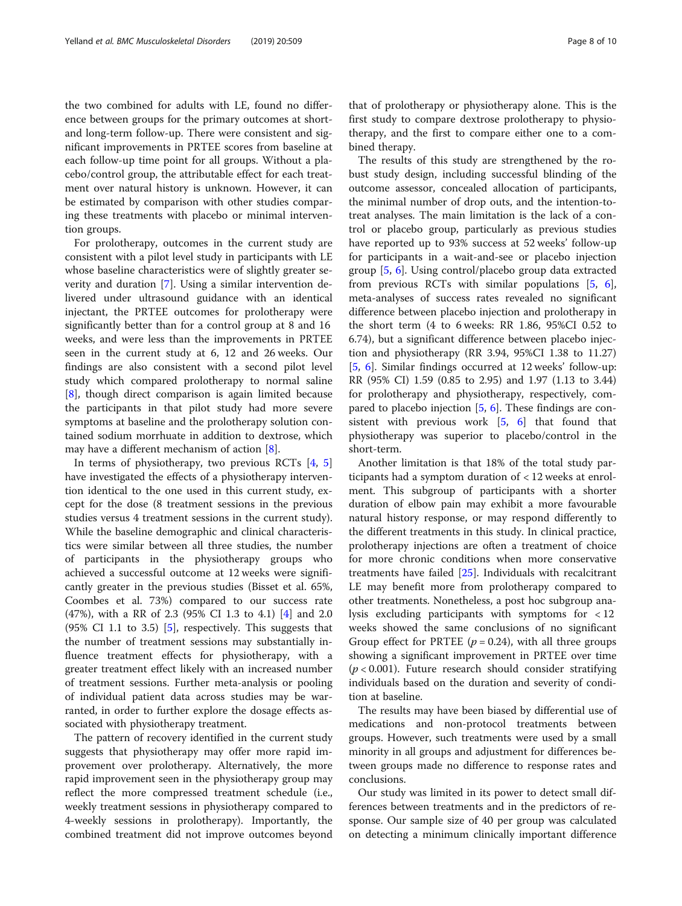the two combined for adults with LE, found no difference between groups for the primary outcomes at short- and long-term follow-up. There were consistent and significant improvements in PRTEE scores from baseline at each follow-up time point for all groups. Without a placebo/control group, the attributable effect for each treatment over natural history is unknown. However, it can be estimated by comparison with other studies comparing these treatments with placebo or minimal intervention groups.

For prolotherapy, outcomes in the current study are consistent with a pilot level study in participants with LE whose baseline characteristics were of slightly greater severity and duration [7]. Using a similar intervention delivered under ultrasound guidance with an identical injectant, the PRTEE outcomes for prolotherapy were significantly better than for a control group at 8 and 16 weeks, and were less than the improvements in PRTEE seen in the current study at 6, 12 and 26 weeks. Our findings are also consistent with a second pilot level study which compared prolotherapy to normal saline [8], though direct comparison is again limited because the participants in that pilot study had more severe symptoms at baseline and the prolotherapy solution contained sodium morrhuate in addition to dextrose, which may have a different mechanism of action [8].

In terms of physiotherapy, two previous RCTs [4, 5] have investigated the effects of a physiotherapy intervention identical to the one used in this current study, except for the dose (8 treatment sessions in the previous studies versus 4 treatment sessions in the current study). While the baseline demographic and clinical characteristics were similar between all three studies, the number of participants in the physiotherapy groups who achieved a successful outcome at 12 weeks were significantly greater in the previous studies (Bisset et al. 65%, Coombes et al. 73%) compared to our success rate (47%), with a RR of 2.3 (95% CI 1.3 to 4.1) [4] and 2.0 (95% CI 1.1 to 3.5) [5], respectively. This suggests that the number of treatment sessions may substantially influence treatment effects for physiotherapy, with a greater treatment effect likely with an increased number of treatment sessions. Further meta-analysis or pooling of individual patient data across studies may be warranted, in order to further explore the dosage effects associated with physiotherapy treatment.

The pattern of recovery identified in the current study suggests that physiotherapy may offer more rapid improvement over prolotherapy. Alternatively, the more rapid improvement seen in the physiotherapy group may reflect the more compressed treatment schedule (i.e., weekly treatment sessions in physiotherapy compared to 4-weekly sessions in prolotherapy). Importantly, the combined treatment did not improve outcomes beyond that of prolotherapy or physiotherapy alone. This is the first study to compare dextrose prolotherapy to physiotherapy, and the first to compare either one to a combined therapy.

The results of this study are strengthened by the robust study design, including successful blinding of the outcome assessor, concealed allocation of participants, the minimal number of drop outs, and the intention-to-treat analyses. The main limitation is the lack of a control or placebo group, particularly as previous studies have reported up to 93% success at 52 weeks' follow-up for participants in a wait-and-see or placebo injection group [5, 6]. Using control/placebo group data extracted from previous RCTs with similar populations [5, 6], meta-analyses of success rates revealed no significant difference between placebo injection and prolotherapy in the short term (4 to 6 weeks: RR 1.86, 95%CI 0.52 to 6.74), but a significant difference between placebo injection and physiotherapy (RR 3.94, 95%CI 1.38 to 11.27) [5, 6]. Similar findings occurred at 12 weeks' follow-up: RR (95% CI) 1.59 (0.85 to 2.95) and 1.97 (1.13 to 3.44) for prolotherapy and physiotherapy, respectively, compared to placebo injection [5, 6]. These findings are consistent with previous work [5, 6] that found that physiotherapy was superior to placebo/control in the short-term.

Another limitation is that 18% of the total study participants had a symptom duration of < 12 weeks at enrolment. This subgroup of participants with a shorter duration of elbow pain may exhibit a more favourable natural history response, or may respond differently to the different treatments in this study. In clinical practice, prolotherapy injections are often a treatment of choice for more chronic conditions when more conservative treatments have failed [25]. Individuals with recalcitrant LE may benefit more from prolotherapy compared to other treatments. Nonetheless, a post hoc subgroup analysis excluding participants with symptoms for < 12 weeks showed the same conclusions of no significant Group effect for PRTEE ($p = 0.24$), with all three groups showing a significant improvement in PRTEE over time ($p < 0.001$). Future research should consider stratifying individuals based on the duration and severity of condition at baseline.

The results may have been biased by differential use of medications and non-protocol treatments between groups. However, such treatments were used by a small minority in all groups and adjustment for differences between groups made no difference to response rates and conclusions.

Our study was limited in its power to detect small differences between treatments and in the predictors of response. Our sample size of 40 per group was calculated on detecting a minimum clinically important difference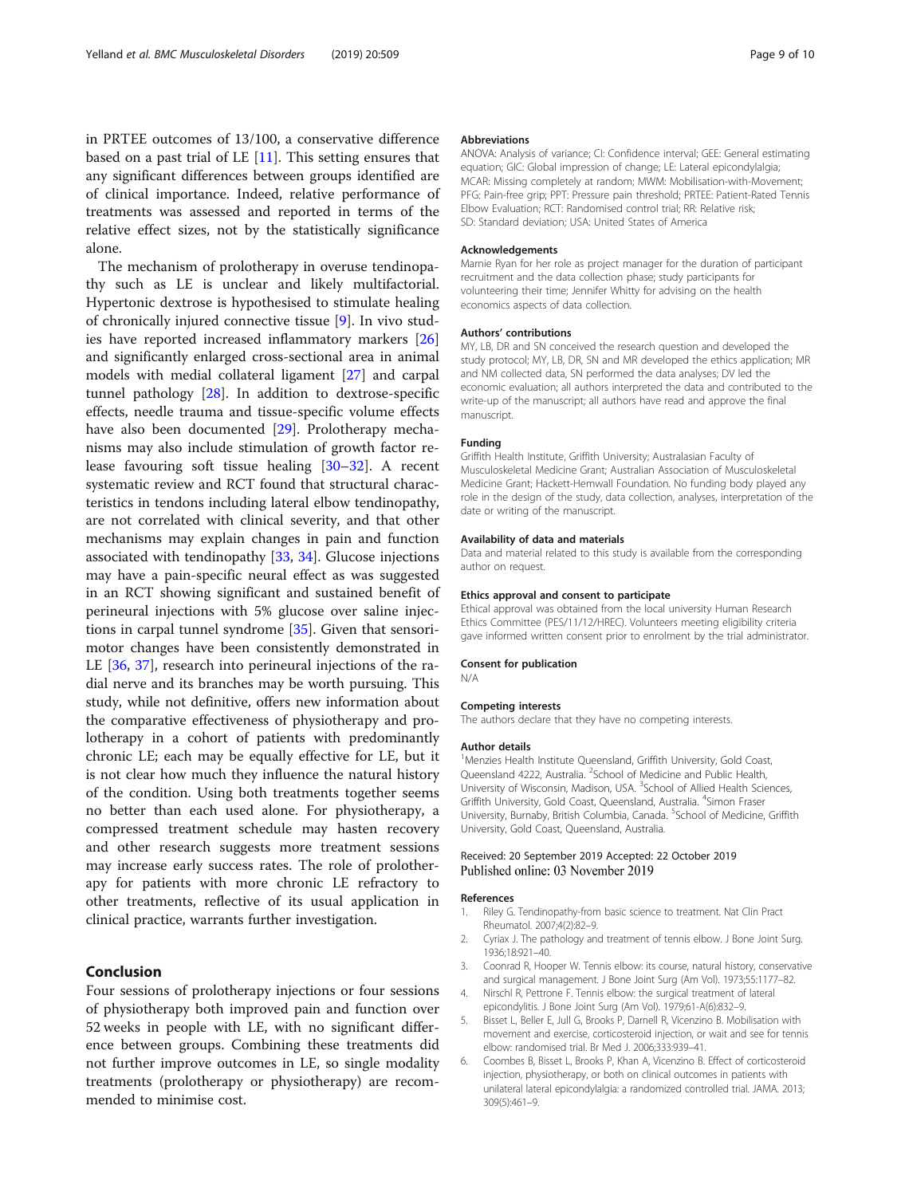in PRTEE outcomes of 13/100, a conservative difference based on a past trial of LE [11]. This setting ensures that any significant differences between groups identified are of clinical importance. Indeed, relative performance of treatments was assessed and reported in terms of the relative effect sizes, not by the statistically significance alone.

The mechanism of prolotherapy in overuse tendinopathy such as LE is unclear and likely multifactorial. Hypertonic dextrose is hypothesised to stimulate healing of chronically injured connective tissue [9]. In vivo studies have reported increased inflammatory markers [26] and significantly enlarged cross-sectional area in animal models with medial collateral ligament [27] and carpal tunnel pathology [28]. In addition to dextrose-specific effects, needle trauma and tissue-specific volume effects have also been documented [29]. Prolotherapy mechanisms may also include stimulation of growth factor release favouring soft tissue healing [30–32]. A recent systematic review and RCT found that structural characteristics in tendons including lateral elbow tendinopathy, are not correlated with clinical severity, and that other mechanisms may explain changes in pain and function associated with tendinopathy [33, 34]. Glucose injections may have a pain-specific neural effect as was suggested in an RCT showing significant and sustained benefit of perineural injections with 5% glucose over saline injections in carpal tunnel syndrome [35]. Given that sensorimotor changes have been consistently demonstrated in LE [36, 37], research into perineural injections of the radial nerve and its branches may be worth pursuing. This study, while not definitive, offers new information about the comparative effectiveness of physiotherapy and prolotherapy in a cohort of patients with predominantly chronic LE; each may be equally effective for LE, but it is not clear how much they influence the natural history of the condition. Using both treatments together seems no better than each used alone. For physiotherapy, a compressed treatment schedule may hasten recovery and other research suggests more treatment sessions may increase early success rates. The role of prolotherapy for patients with more chronic LE refractory to other treatments, reflective of its usual application in clinical practice, warrants further investigation.

## Conclusion

Four sessions of prolotherapy injections or four sessions of physiotherapy both improved pain and function over 52 weeks in people with LE, with no significant difference between groups. Combining these treatments did not further improve outcomes in LE, so single modality treatments (prolotherapy or physiotherapy) are recommended to minimise cost.

#### Abbreviations

ANOVA: Analysis of variance; CI: Confidence interval; GEE: General estimating equation; GIC: Global impression of change; LE: Lateral epicondylalgia; MCAR: Missing completely at random; MWM: Mobilisation-with-Movement; PFG: Pain-free grip; PPT: Pressure pain threshold; PRTEE: Patient-Rated Tennis Elbow Evaluation; RCT: Randomised control trial; RR: Relative risk; SD: Standard deviation; USA: United States of America

#### Acknowledgements

Marnie Ryan for her role as project manager for the duration of participant recruitment and the data collection phase; study participants for volunteering their time; Jennifer Whitty for advising on the health economics aspects of data collection.

#### Authors' contributions

MY, LB, DR and SN conceived the research question and developed the study protocol; MY, LB, DR, SN and MR developed the ethics application; MR and NM collected data, SN performed the data analyses; DV led the economic evaluation; all authors interpreted the data and contributed to the write-up of the manuscript; all authors have read and approve the final manuscript.

#### Funding

Griffith Health Institute, Griffith University; Australasian Faculty of Musculoskeletal Medicine Grant; Australian Association of Musculoskeletal Medicine Grant; Hackett-Hemwall Foundation. No funding body played any role in the design of the study, data collection, analyses, interpretation of the date or writing of the manuscript.

#### Availability of data and materials

Data and material related to this study is available from the corresponding author on request.

#### Ethics approval and consent to participate

Ethical approval was obtained from the local university Human Research Ethics Committee (PES/11/12/HREC). Volunteers meeting eligibility criteria gave informed written consent prior to enrolment by the trial administrator.

#### Consent for publication

N/A

#### Competing interests

The authors declare that they have no competing interests.

#### Author details

[1]Menzies Health Institute Queensland, Griffith University, Gold Coast, Queensland 4222, Australia. [2]School of Medicine and Public Health, University of Wisconsin, Madison, USA. [3]School of Allied Health Sciences, Griffith University, Gold Coast, Queensland, Australia. [4]Simon Fraser University, Burnaby, British Columbia, Canada. [5]School of Medicine, Griffith University, Gold Coast, Queensland, Australia.

Received: 20 September 2019 Accepted: 22 October 2019
Published online: 03 November 2019

#### References

1. Riley G. Tendinopathy-from basic science to treatment. Nat Clin Pract Rheumatol. 2007;4(2):82–9.
2. Cyriax J. The pathology and treatment of tennis elbow. J Bone Joint Surg. 1936;18:921–40.
3. Coonrad R, Hooper W. Tennis elbow: its course, natural history, conservative and surgical management. J Bone Joint Surg (Am Vol). 1973;55:1177–82.
4. Nirschl R, Pettrone F. Tennis elbow: the surgical treatment of lateral epicondylitis. J Bone Joint Surg (Am Vol). 1979;61-A(6):832–9.
5. Bisset L, Beller E, Jull G, Brooks P, Darnell R, Vicenzino B. Mobilisation with movement and exercise, corticosteroid injection, or wait and see for tennis elbow: randomised trial. Br Med J. 2006;333:939–41.
6. Coombes B, Bisset L, Brooks P, Khan A, Vicenzino B. Effect of corticosteroid injection, physiotherapy, or both on clinical outcomes in patients with unilateral lateral epicondylalgia: a randomized controlled trial. JAMA. 2013; 309(5):461–9.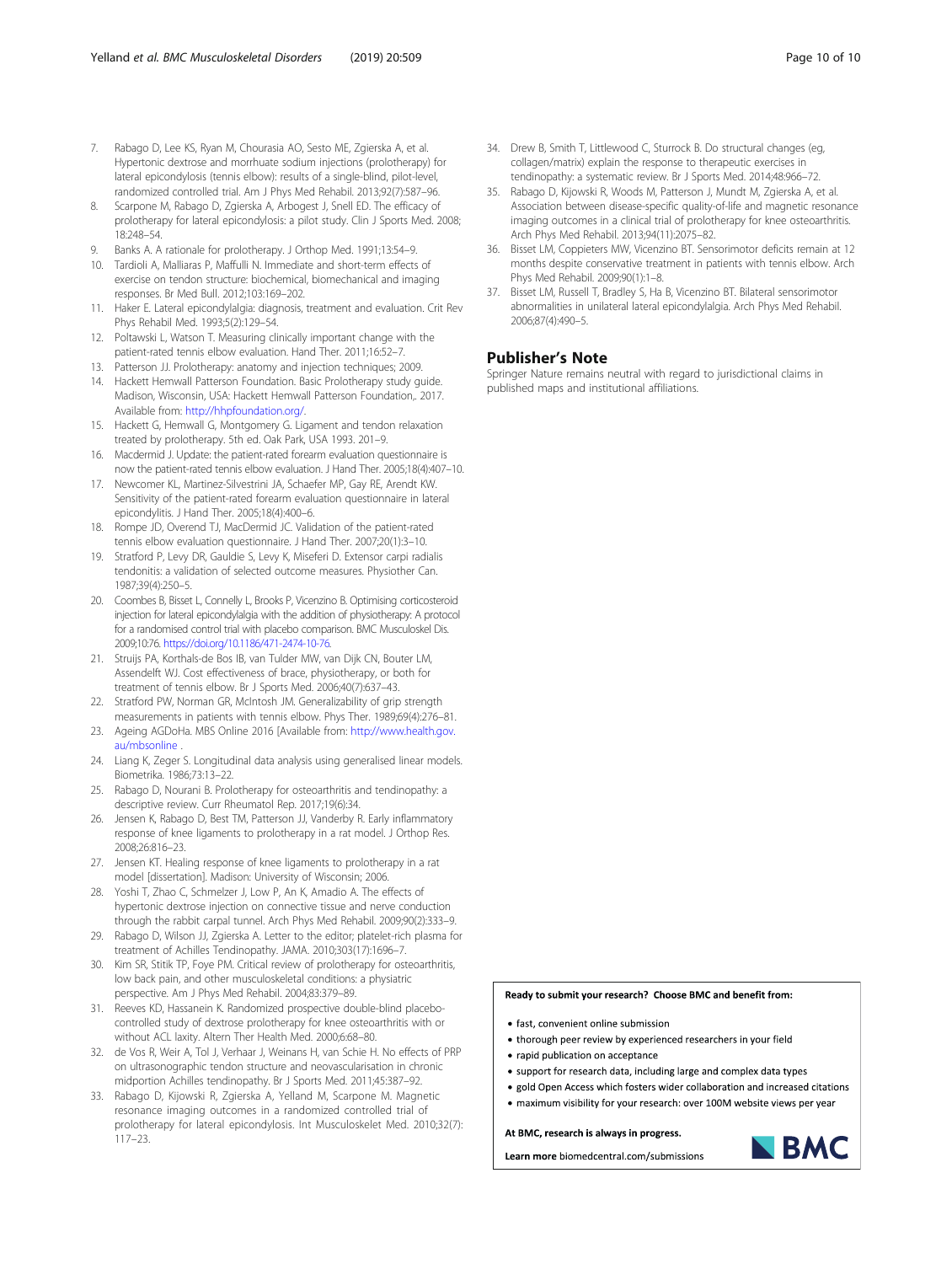7. Rabago D, Lee KS, Ryan M, Chourasia AO, Sesto ME, Zgierska A, et al. Hypertonic dextrose and morrhuate sodium injections (prolotherapy) for lateral epicondylosis (tennis elbow): results of a single-blind, pilot-level, randomized controlled trial. Am J Phys Med Rehabil. 2013;92(7):587–96.
8. Scarpone M, Rabago D, Zgierska A, Arbogest J, Snell ED. The efficacy of prolotherapy for lateral epicondylosis: a pilot study. Clin J Sports Med. 2008; 18:248–54.
9. Banks A. A rationale for prolotherapy. J Orthop Med. 1991;13:54–9.
10. Tardioli A, Malliaras P, Maffulli N. Immediate and short-term effects of exercise on tendon structure: biochemical, biomechanical and imaging responses. Br Med Bull. 2012;103:169–202.
11. Haker E. Lateral epicondylalgia: diagnosis, treatment and evaluation. Crit Rev Phys Rehabil Med. 1993;5(2):129–54.
12. Poltawski L, Watson T. Measuring clinically important change with the patient-rated tennis elbow evaluation. Hand Ther. 2011;16:52–7.
13. Patterson JJ. Prolotherapy: anatomy and injection techniques; 2009.
14. Hackett Hemwall Patterson Foundation. Basic Prolotherapy study guide. Madison, Wisconsin, USA: Hackett Hemwall Patterson Foundation,. 2017. Available from: http://hhpfoundation.org/.
15. Hackett G, Hemwall G, Montgomery G. Ligament and tendon relaxation treated by prolotherapy. 5th ed. Oak Park, USA 1993. 201–9.
16. Macdermid J. Update: the patient-rated forearm evaluation questionnaire is now the patient-rated tennis elbow evaluation. J Hand Ther. 2005;18(4):407–10.
17. Newcomer KL, Martinez-Silvestrini JA, Schaefer MP, Gay RE, Arendt KW. Sensitivity of the patient-rated forearm evaluation questionnaire in lateral epicondylitis. J Hand Ther. 2005;18(4):400–6.
18. Rompe JD, Overend TJ, MacDermid JC. Validation of the patient-rated tennis elbow evaluation questionnaire. J Hand Ther. 2007;20(1):3–10.
19. Stratford P, Levy DR, Gauldie S, Levy K, Miseferi D. Extensor carpi radialis tendonitis: a validation of selected outcome measures. Physiother Can. 1987;39(4):250–5.
20. Coombes B, Bisset L, Connelly L, Brooks P, Vicenzino B. Optimising corticosteroid injection for lateral epicondylalgia with the addition of physiotherapy: A protocol for a randomised control trial with placebo comparison. BMC Musculoskel Dis. 2009;10:76. https://doi.org/10.1186/471-2474-10-76.
21. Struijs PA, Korthals-de Bos IB, van Tulder MW, van Dijk CN, Bouter LM, Assendelft WJ. Cost effectiveness of brace, physiotherapy, or both for treatment of tennis elbow. Br J Sports Med. 2006;40(7):637–43.
22. Stratford PW, Norman GR, McIntosh JM. Generalizability of grip strength measurements in patients with tennis elbow. Phys Ther. 1989;69(4):276–81.
23. Ageing AGDoHa. MBS Online 2016 [Available from: http://www.health.gov.au/mbsonline .
24. Liang K, Zeger S. Longitudinal data analysis using generalised linear models. Biometrika. 1986;73:13–22.
25. Rabago D, Nourani B. Prolotherapy for osteoarthritis and tendinopathy: a descriptive review. Curr Rheumatol Rep. 2017;19(6):34.
26. Jensen K, Rabago D, Best TM, Patterson JJ, Vanderby R. Early inflammatory response of knee ligaments to prolotherapy in a rat model. J Orthop Res. 2008;26:816–23.
27. Jensen KT. Healing response of knee ligaments to prolotherapy in a rat model [dissertation]. Madison: University of Wisconsin; 2006.
28. Yoshi T, Zhao C, Schmelzer J, Low P, An K, Amadio A. The effects of hypertonic dextrose injection on connective tissue and nerve conduction through the rabbit carpal tunnel. Arch Phys Med Rehabil. 2009;90(2):333–9.
29. Rabago D, Wilson JJ, Zgierska A. Letter to the editor; platelet-rich plasma for treatment of Achilles Tendinopathy. JAMA. 2010;303(17):1696–7.
30. Kim SR, Stitik TP, Foye PM. Critical review of prolotherapy for osteoarthritis, low back pain, and other musculoskeletal conditions: a physiatric perspective. Am J Phys Med Rehabil. 2004;83:379–89.
31. Reeves KD, Hassanein K. Randomized prospective double-blind placebo-controlled study of dextrose prolotherapy for knee osteoarthritis with or without ACL laxity. Altern Ther Health Med. 2000;6:68–80.
32. de Vos R, Weir A, Tol J, Verhaar J, Weinans H, van Schie H. No effects of PRP on ultrasonographic tendon structure and neovascularisation in chronic midportion Achilles tendinopathy. Br J Sports Med. 2011;45:387–92.
33. Rabago D, Kijowski R, Zgierska A, Yelland M, Scarpone M. Magnetic resonance imaging outcomes in a randomized controlled trial of prolotherapy for lateral epicondylosis. Int Musculoskelet Med. 2010;32(7): 117–23.
34. Drew B, Smith T, Littlewood C, Sturrock B. Do structural changes (eg, collagen/matrix) explain the response to therapeutic exercises in tendinopathy: a systematic review. Br J Sports Med. 2014;48:966–72.
35. Rabago D, Kijowski R, Woods M, Patterson J, Mundt M, Zgierska A, et al. Association between disease-specific quality-of-life and magnetic resonance imaging outcomes in a clinical trial of prolotherapy for knee osteoarthritis. Arch Phys Med Rehabil. 2013;94(11):2075–82.
36. Bisset LM, Coppieters MW, Vicenzino BT. Sensorimotor deficits remain at 12 months despite conservative treatment in patients with tennis elbow. Arch Phys Med Rehabil. 2009;90(1):1–8.
37. Bisset LM, Russell T, Bradley S, Ha B, Vicenzino BT. Bilateral sensorimotor abnormalities in unilateral lateral epicondylalgia. Arch Phys Med Rehabil. 2006;87(4):490–5.

## Publisher's Note

Springer Nature remains neutral with regard to jurisdictional claims in published maps and institutional affiliations.

**Ready to submit your research? Choose BMC and benefit from:**

- fast, convenient online submission
- thorough peer review by experienced researchers in your field
- rapid publication on acceptance
- support for research data, including large and complex data types
- gold Open Access which fosters wider collaboration and increased citations
- maximum visibility for your research: over 100M website views per year

**At BMC, research is always in progress.**

**Learn more** biomedcentral.com/submissions

BMC